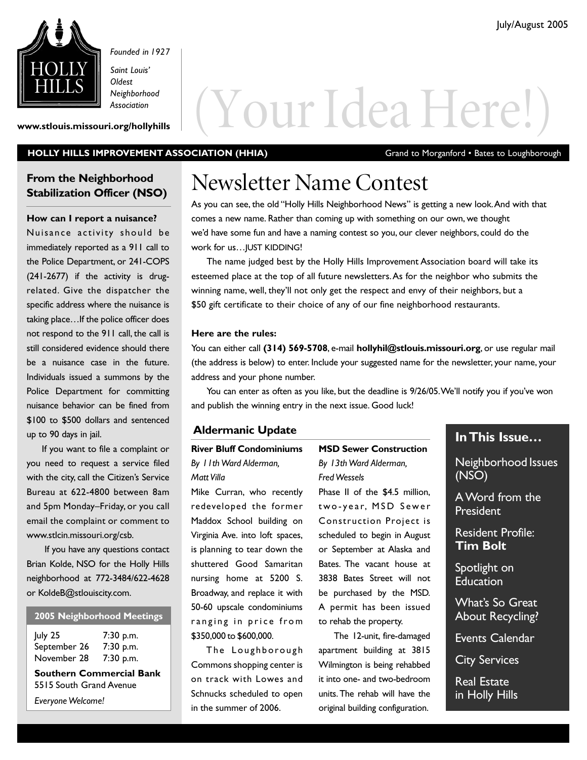July/August 2005

HOLLY HILLS

*Founded in 1927*

*Saint Louis' Oldest Neighborhood Association*

**www.stlouis.missouri.org/hollyhills**

# (Your Idea Here!)

**HOLLY HILLS IMPROVEMENT ASSOCIATION (HHIA)** Grand to Morganford • Bates to Loughborough

## Newsletter Name Contest

As you can see, the old "Holly Hills Neighborhood News" is getting a new look. And with that comes a new name. Rather than coming up with something on our own, we thought we'd have some fun and have a naming contest so you, our clever neighbors, could do the work for us…JUST KIDDING!

The name judged best by the Holly Hills Improvement Association board will take its esteemed place at the top of all future newsletters. As for the neighbor who submits the winning name, well, they'll not only get the respect and envy of their neighbors, but a $50 gift certificate to their choice of any of our fine neighborhood restaurants.

**Here are the rules:**

You can either call **(314) 569-5708**, e-mail **hollyhil@stlouis.missouri.org**, or use regular mail (the address is below) to enter. Include your suggested name for the newsletter, your name, your address and your phone number.

You can enter as often as you like, but the deadline is 9/26/05. We'll notify you if you've won and publish the winning entry in the next issue. Good luck!

## From the Neighborhood Stabilization Officer (NSO)

**How can I report a nuisance?**

Nuisance activity should be immediately reported as a 911 call to the Police Department, or 241-COPS (241-2677) if the activity is drug-related. Give the dispatcher the specific address where the nuisance is taking place…If the police officer does not respond to the 911 call, the call is still considered evidence should there be a nuisance case in the future. Individuals issued a summons by the Police Department for committing nuisance behavior can be fined from $100 to $500 dollars and sentenced up to 90 days in jail.

If you want to file a complaint or you need to request a service filed with the city, call the Citizen's Service Bureau at 622-4800 between 8am and 5pm Monday–Friday, or you call email the complaint or comment to www.stlcin.missouri.org/csb.

If you have any questions contact Brian Kolde, NSO for the Holly Hills neighborhood at 772-3484/622-4628 or KoldeB@stlouiscity.com.

### 2005 Neighborhood Meetings

| Date | Time |
|---|---|
| July 25 | 7:30 p.m. |
| September 26 | 7:30 p.m. |
| November 28 | 7:30 p.m. |

**Southern Commercial Bank**
5515 South Grand Avenue

*Everyone Welcome!*

## Aldermanic Update

### River Bluff Condominiums

*By 11th Ward Alderman, Matt Villa*

Mike Curran, who recently redeveloped the former Maddox School building on Virginia Ave. into loft spaces, is planning to tear down the shuttered Good Samaritan nursing home at 5200 S. Broadway, and replace it with 50-60 upscale condominiums ranging in price from $350,000 to $600,000.

The Loughborough Commons shopping center is on track with Lowes and Schnucks scheduled to open in the summer of 2006.

### MSD Sewer Construction

*By 13th Ward Alderman, Fred Wessels*

Phase II of the $4.5 million, two-year, MSD Sewer Construction Project is scheduled to begin in August or September at Alaska and Bates. The vacant house at 3838 Bates Street will not be purchased by the MSD. A permit has been issued to rehab the property.

The 12-unit, fire-damaged apartment building at 3815 Wilmington is being rehabbed it into one- and two-bedroom units. The rehab will have the original building configuration.

### In This Issue…

- Neighborhood Issues (NSO)
- A Word from the President
- Resident Profile: **Tim Bolt**
- Spotlight on Education
- What's So Great About Recycling?
- Events Calendar
- City Services
- Real Estate in Holly Hills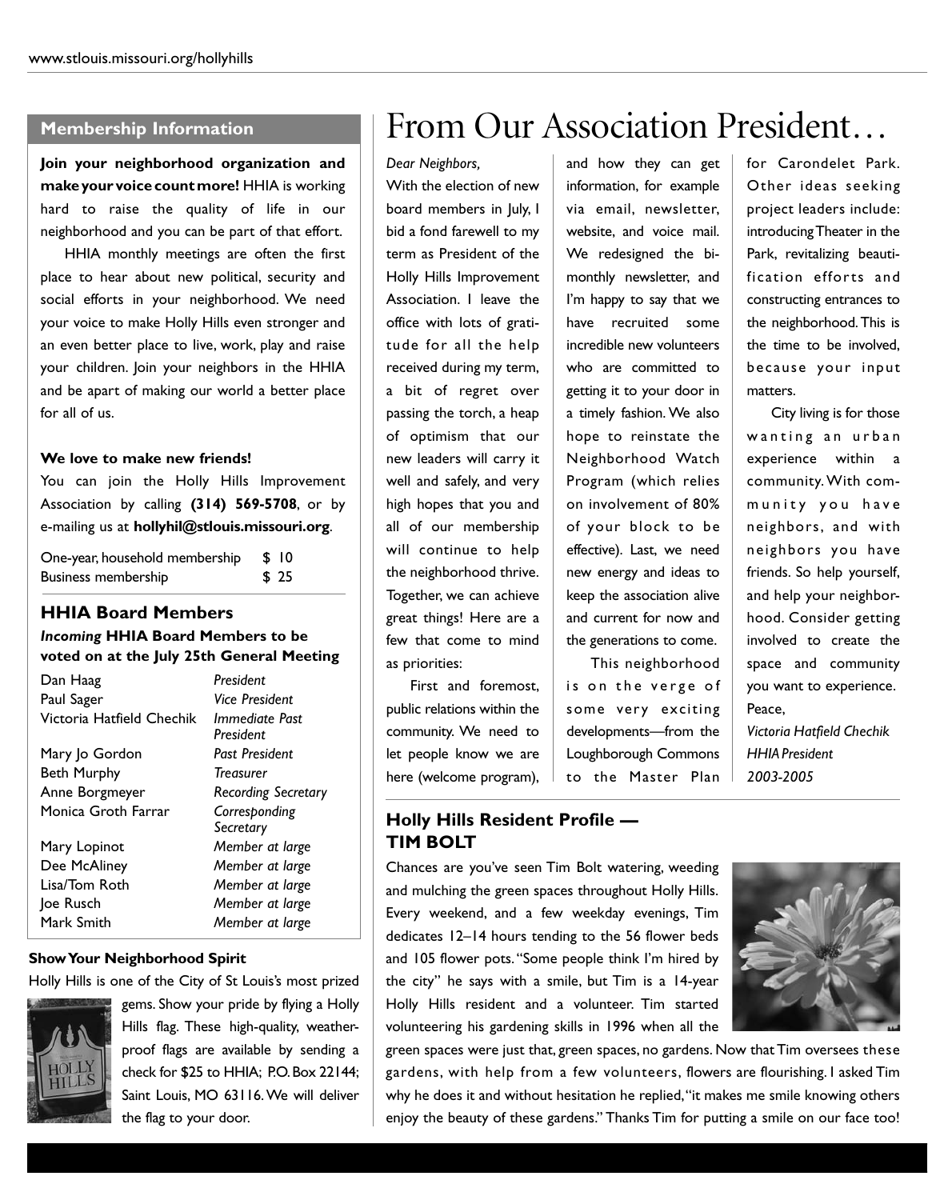## Membership Information

**Join your neighborhood organization and make your voice count more!** HHIA is working hard to raise the quality of life in our neighborhood and you can be part of that effort.

HHIA monthly meetings are often the first place to hear about new political, security and social efforts in your neighborhood. We need your voice to make Holly Hills even stronger and an even better place to live, work, play and raise your children. Join your neighbors in the HHIA and be apart of making our world a better place for all of us.

**We love to make new friends!**

You can join the Holly Hills Improvement Association by calling **(314) 569-5708**, or by e-mailing us at **hollyhil@stlouis.missouri.org**.

| | |
|---|---|
| One-year, household membership | $ 10 |
| Business membership | $ 25 |

## HHIA Board Members

***Incoming* HHIA Board Members to be voted on at the July 25th General Meeting**

| | |
|---|---|
| Dan Haag | *President* |
| Paul Sager | *Vice President* |
| Victoria Hatfield Chechik | *Immediate Past President* |
| Mary Jo Gordon | *Past President* |
| Beth Murphy | *Treasurer* |
| Anne Borgmeyer | *Recording Secretary* |
| Monica Groth Farrar | *Corresponding Secretary* |
| Mary Lopinot | *Member at large* |
| Dee McAliney | *Member at large* |
| Lisa/Tom Roth | *Member at large* |
| Joe Rusch | *Member at large* |
| Mark Smith | *Member at large* |

**Show Your Neighborhood Spirit**

Holly Hills is one of the City of St Louis's most prized gems. Show your pride by flying a Holly Hills flag. These high-quality, weather-proof flags are available by sending a check for $25 to HHIA; P.O. Box 22144; Saint Louis, MO 63116. We will deliver the flag to your door.

# From Our Association President…

*Dear Neighbors,*

With the election of new board members in July, I bid a fond farewell to my term as President of the Holly Hills Improvement Association. I leave the office with lots of gratitude for all the help received during my term, a bit of regret over passing the torch, a heap of optimism that our new leaders will carry it well and safely, and very high hopes that you and all of our membership will continue to help the neighborhood thrive. Together, we can achieve great things! Here are a few that come to mind as priorities:

First and foremost, public relations within the community. We need to let people know we are here (welcome program), and how they can get information, for example via email, newsletter, website, and voice mail. We redesigned the bi-monthly newsletter, and I'm happy to say that we have recruited some incredible new volunteers who are committed to getting it to your door in a timely fashion. We also hope to reinstate the Neighborhood Watch Program (which relies on involvement of 80% of your block to be effective). Last, we need new energy and ideas to keep the association alive and current for now and the generations to come.

This neighborhood is on the verge of some very exciting developments—from the Loughborough Commons to the Master Plan for Carondelet Park. Other ideas seeking project leaders include: introducing Theater in the Park, revitalizing beautification efforts and constructing entrances to the neighborhood. This is the time to be involved, because your input matters.

City living is for those wanting an urban experience within a community. With community you have neighbors, and with neighbors you have friends. So help yourself, and help your neighborhood. Consider getting involved to create the space and community you want to experience.

Peace,

*Victoria Hatfield Chechik*
*HHIA President*
*2003-2005*

## Holly Hills Resident Profile — TIM BOLT

Chances are you've seen Tim Bolt watering, weeding and mulching the green spaces throughout Holly Hills. Every weekend, and a few weekday evenings, Tim dedicates 12–14 hours tending to the 56 flower beds and 105 flower pots. "Some people think I'm hired by the city" he says with a smile, but Tim is a 14-year Holly Hills resident and a volunteer. Tim started volunteering his gardening skills in 1996 when all the green spaces were just that, green spaces, no gardens. Now that Tim oversees these gardens, with help from a few volunteers, flowers are flourishing. I asked Tim why he does it and without hesitation he replied, "it makes me smile knowing others enjoy the beauty of these gardens." Thanks Tim for putting a smile on our face too!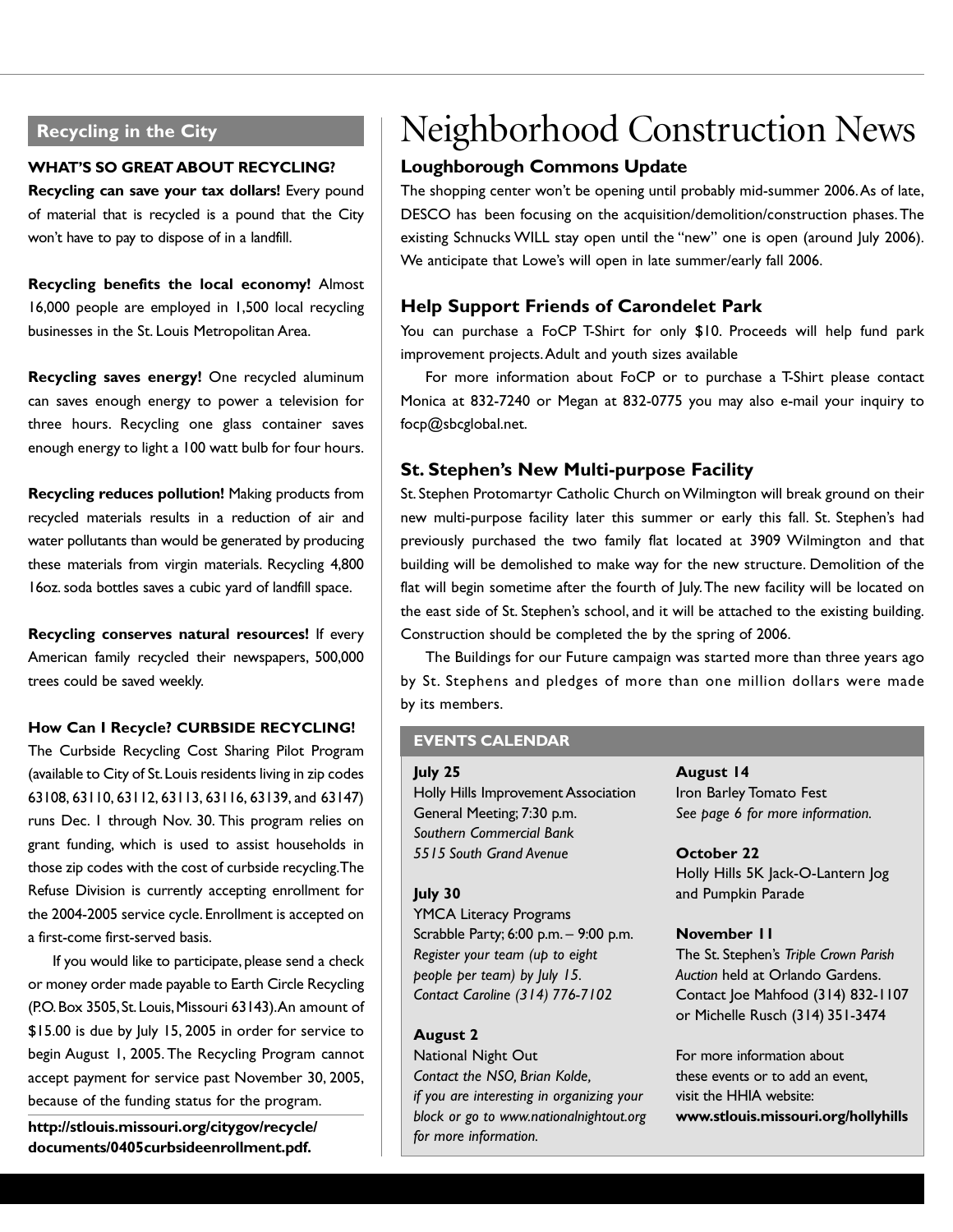## Recycling in the City

**WHAT'S SO GREAT ABOUT RECYCLING?**

**Recycling can save your tax dollars!** Every pound of material that is recycled is a pound that the City won't have to pay to dispose of in a landfill.

**Recycling benefits the local economy!** Almost 16,000 people are employed in 1,500 local recycling businesses in the St. Louis Metropolitan Area.

**Recycling saves energy!** One recycled aluminum can saves enough energy to power a television for three hours. Recycling one glass container saves enough energy to light a 100 watt bulb for four hours.

**Recycling reduces pollution!** Making products from recycled materials results in a reduction of air and water pollutants than would be generated by producing these materials from virgin materials. Recycling 4,800 16oz. soda bottles saves a cubic yard of landfill space.

**Recycling conserves natural resources!** If every American family recycled their newspapers, 500,000 trees could be saved weekly.

**How Can I Recycle? CURBSIDE RECYCLING!**

The Curbside Recycling Cost Sharing Pilot Program (available to City of St. Louis residents living in zip codes 63108, 63110, 63112, 63113, 63116, 63139, and 63147) runs Dec. 1 through Nov. 30. This program relies on grant funding, which is used to assist households in those zip codes with the cost of curbside recycling. The Refuse Division is currently accepting enrollment for the 2004-2005 service cycle. Enrollment is accepted on a first-come first-served basis.

If you would like to participate, please send a check or money order made payable to Earth Circle Recycling (P.O. Box 3505, St. Louis, Missouri 63143). An amount of $15.00 is due by July 15, 2005 in order for service to begin August 1, 2005. The Recycling Program cannot accept payment for service past November 30, 2005, because of the funding status for the program.

**http://stlouis.missouri.org/citygov/recycle/documents/0405curbsideenrollment.pdf.**

# Neighborhood Construction News

### Loughborough Commons Update

The shopping center won't be opening until probably mid-summer 2006. As of late, DESCO has been focusing on the acquisition/demolition/construction phases. The existing Schnucks WILL stay open until the "new" one is open (around July 2006). We anticipate that Lowe's will open in late summer/early fall 2006.

### Help Support Friends of Carondelet Park

You can purchase a FoCP T-Shirt for only $10. Proceeds will help fund park improvement projects. Adult and youth sizes available

For more information about FoCP or to purchase a T-Shirt please contact Monica at 832-7240 or Megan at 832-0775 you may also e-mail your inquiry to focp@sbcglobal.net.

### St. Stephen's New Multi-purpose Facility

St. Stephen Protomartyr Catholic Church on Wilmington will break ground on their new multi-purpose facility later this summer or early this fall. St. Stephen's had previously purchased the two family flat located at 3909 Wilmington and that building will be demolished to make way for the new structure. Demolition of the flat will begin sometime after the fourth of July. The new facility will be located on the east side of St. Stephen's school, and it will be attached to the existing building. Construction should be completed the by the spring of 2006.

The Buildings for our Future campaign was started more than three years ago by St. Stephens and pledges of more than one million dollars were made by its members.

## EVENTS CALENDAR

**July 25**
Holly Hills Improvement Association General Meeting; 7:30 p.m.
*Southern Commercial Bank*
*5515 South Grand Avenue*

**July 30**
YMCA Literacy Programs
Scrabble Party; 6:00 p.m. – 9:00 p.m.
*Register your team (up to eight people per team) by July 15.*
*Contact Caroline (314) 776-7102*

**August 2**
National Night Out
*Contact the NSO, Brian Kolde, if you are interesting in organizing your block or go to www.nationalnightout.org for more information.*

**August 14**
Iron Barley Tomato Fest
*See page 6 for more information.*

**October 22**
Holly Hills 5K Jack-O-Lantern Jog and Pumpkin Parade

**November 11**
The St. Stephen's *Triple Crown Parish Auction* held at Orlando Gardens.
Contact Joe Mahfood (314) 832-1107 or Michelle Rusch (314) 351-3474

For more information about these events or to add an event, visit the HHIA website:
**www.stlouis.missouri.org/hollyhills**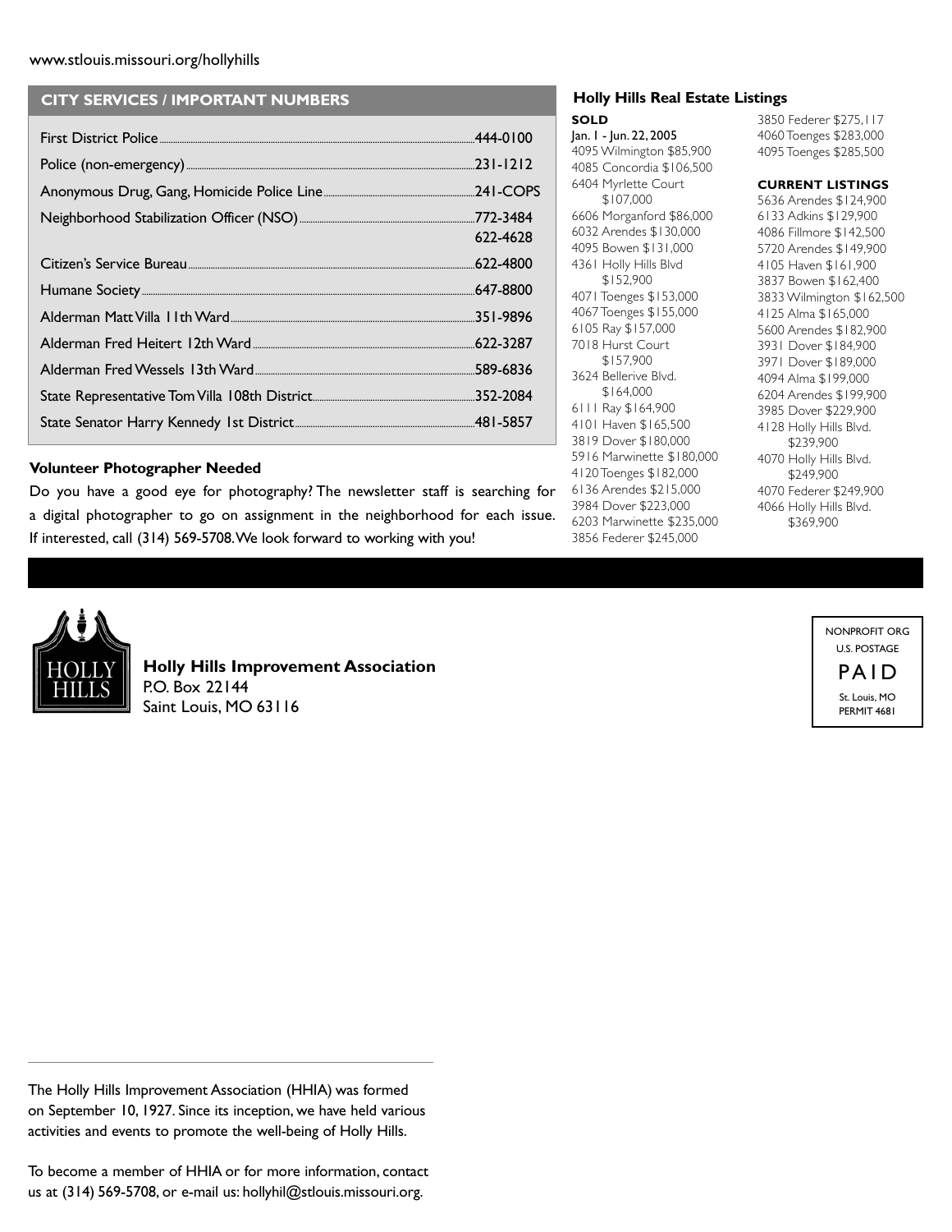www.stlouis.missouri.org/hollyhills

## CITY SERVICES / IMPORTANT NUMBERS

| Service | Number |
|---|---|
| First District Police | 444-0100 |
| Police (non-emergency) | 231-1212 |
| Anonymous Drug, Gang, Homicide Police Line | 241-COPS |
| Neighborhood Stabilization Officer (NSO) | 772-3484<br>622-4628 |
| Citizen's Service Bureau | 622-4800 |
| Humane Society | 647-8800 |
| Alderman Matt Villa 11th Ward | 351-9896 |
| Alderman Fred Heitert 12th Ward | 622-3287 |
| Alderman Fred Wessels 13th Ward | 589-6836 |
| State Representative Tom Villa 108th District | 352-2084 |
| State Senator Harry Kennedy 1st District | 481-5857 |

### Volunteer Photographer Needed

Do you have a good eye for photography? The newsletter staff is searching for a digital photographer to go on assignment in the neighborhood for each issue. If interested, call (314) 569-5708. We look forward to working with you!

### Holly Hills Real Estate Listings

**SOLD**
Jan. 1 - Jun. 22, 2005
4095 Wilmington $85,900
4085 Concordia $106,500
6404 Myrlette Court $107,000
6606 Morganford $86,000
6032 Arendes $130,000
4095 Bowen $131,000
4361 Holly Hills Blvd $152,900
4071 Toenges $153,000
4067 Toenges $155,000
6105 Ray $157,000
7018 Hurst Court $157,900
3624 Bellerive Blvd. $164,000
6111 Ray $164,900
4101 Haven $165,500
3819 Dover $180,000
5916 Marwinette $180,000
4120 Toenges $182,000
6136 Arendes $215,000
3984 Dover $223,000
6203 Marwinette $235,000
3856 Federer $245,000
3850 Federer $275,117
4060 Toenges $283,000
4095 Toenges $285,500

**CURRENT LISTINGS**
5636 Arendes $124,900
6133 Adkins $129,900
4086 Fillmore $142,500
5720 Arendes $149,900
4105 Haven $161,900
3837 Bowen $162,400
3833 Wilmington $162,500
4125 Alma $165,000
5600 Arendes $182,900
3931 Dover $184,900
3971 Dover $189,000
4094 Alma $199,000
6204 Arendes $199,900
3985 Dover $229,900
4128 Holly Hills Blvd. $239,900
4070 Holly Hills Blvd. $249,900
4070 Federer $249,900
4066 Holly Hills Blvd. $369,900

HOLLY HILLS

**Holly Hills Improvement Association**
P.O. Box 22144
Saint Louis, MO 63116

NONPROFIT ORG
U.S. POSTAGE
PAID
St. Louis, MO
PERMIT 4681

The Holly Hills Improvement Association (HHIA) was formed on September 10, 1927. Since its inception, we have held various activities and events to promote the well-being of Holly Hills.

To become a member of HHIA or for more information, contact us at (314) 569-5708, or e-mail us: hollyhil@stlouis.missouri.org.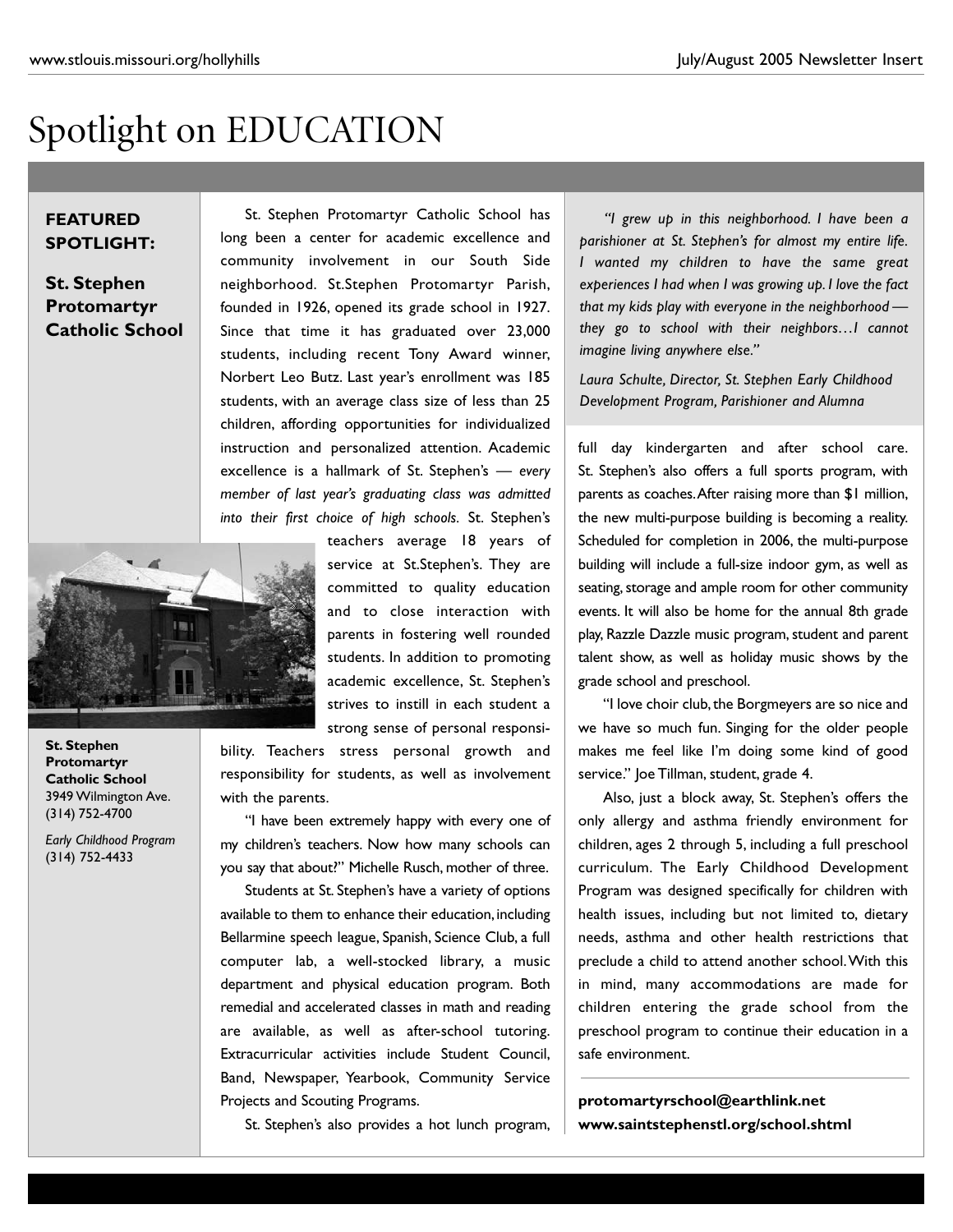# Spotlight on EDUCATION

**FEATURED SPOTLIGHT:**

**St. Stephen Protomartyr Catholic School**

St. Stephen Protomartyr Catholic School has long been a center for academic excellence and community involvement in our South Side neighborhood. St.Stephen Protomartyr Parish, founded in 1926, opened its grade school in 1927. Since that time it has graduated over 23,000 students, including recent Tony Award winner, Norbert Leo Butz. Last year's enrollment was 185 students, with an average class size of less than 25 children, affording opportunities for individualized instruction and personalized attention. Academic excellence is a hallmark of St. Stephen's — *every member of last year's graduating class was admitted into their first choice of high schools*. St. Stephen's teachers average 18 years of service at St.Stephen's. They are committed to quality education and to close interaction with parents in fostering well rounded students. In addition to promoting academic excellence, St. Stephen's strives to instill in each student a strong sense of personal responsibility. Teachers stress personal growth and responsibility for students, as well as involvement with the parents.

**St. Stephen Protomartyr Catholic School**
3949 Wilmington Ave.
(314) 752-4700

*Early Childhood Program*
(314) 752-4433

"I have been extremely happy with every one of my children's teachers. Now how many schools can you say that about?" Michelle Rusch, mother of three.

Students at St. Stephen's have a variety of options available to them to enhance their education, including Bellarmine speech league, Spanish, Science Club, a full computer lab, a well-stocked library, a music department and physical education program. Both remedial and accelerated classes in math and reading are available, as well as after-school tutoring. Extracurricular activities include Student Council, Band, Newspaper, Yearbook, Community Service Projects and Scouting Programs.

St. Stephen's also provides a hot lunch program, full day kindergarten and after school care. St. Stephen's also offers a full sports program, with parents as coaches. After raising more than $1 million, the new multi-purpose building is becoming a reality. Scheduled for completion in 2006, the multi-purpose building will include a full-size indoor gym, as well as seating, storage and ample room for other community events. It will also be home for the annual 8th grade play, Razzle Dazzle music program, student and parent talent show, as well as holiday music shows by the grade school and preschool.

*"I grew up in this neighborhood. I have been a parishioner at St. Stephen's for almost my entire life. I wanted my children to have the same great experiences I had when I was growing up. I love the fact that my kids play with everyone in the neighborhood — they go to school with their neighbors…I cannot imagine living anywhere else."*

*Laura Schulte, Director, St. Stephen Early Childhood Development Program, Parishioner and Alumna*

"I love choir club, the Borgmeyers are so nice and we have so much fun. Singing for the older people makes me feel like I'm doing some kind of good service." Joe Tillman, student, grade 4.

Also, just a block away, St. Stephen's offers the only allergy and asthma friendly environment for children, ages 2 through 5, including a full preschool curriculum. The Early Childhood Development Program was designed specifically for children with health issues, including but not limited to, dietary needs, asthma and other health restrictions that preclude a child to attend another school. With this in mind, many accommodations are made for children entering the grade school from the preschool program to continue their education in a safe environment.

**protomartyrschool@earthlink.net**
**www.saintstephenstl.org/school.shtml**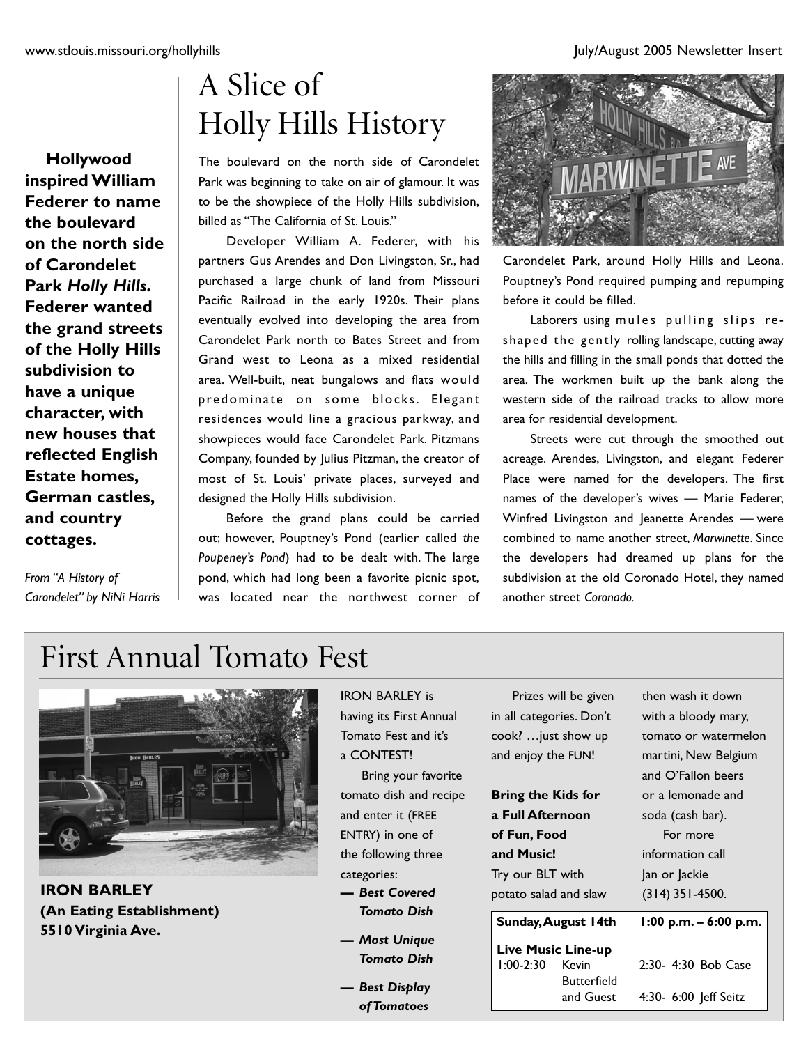# A Slice of Holly Hills History

**Hollywood inspired William Federer to name the boulevard on the north side of Carondelet Park *Holly Hills*. Federer wanted the grand streets of the Holly Hills subdivision to have a unique character, with new houses that reflected English Estate homes, German castles, and country cottages.**

*From "A History of Carondelet" by NiNi Harris*

The boulevard on the north side of Carondelet Park was beginning to take on air of glamour. It was to be the showpiece of the Holly Hills subdivision, billed as "The California of St. Louis."

Developer William A. Federer, with his partners Gus Arendes and Don Livingston, Sr., had purchased a large chunk of land from Missouri Pacific Railroad in the early 1920s. Their plans eventually evolved into developing the area from Carondelet Park north to Bates Street and from Grand west to Leona as a mixed residential area. Well-built, neat bungalows and flats would predominate on some blocks. Elegant residences would line a gracious parkway, and showpieces would face Carondelet Park. Pitzmans Company, founded by Julius Pitzman, the creator of most of St. Louis' private places, surveyed and designed the Holly Hills subdivision.

Before the grand plans could be carried out; however, Pouptney's Pond (earlier called *the Poupeney's Pond*) had to be dealt with. The large pond, which had long been a favorite picnic spot, was located near the northwest corner of Carondelet Park, around Holly Hills and Leona. Pouptney's Pond required pumping and repumping before it could be filled.

Laborers using mules pulling slips reshaped the gently rolling landscape, cutting away the hills and filling in the small ponds that dotted the area. The workmen built up the bank along the western side of the railroad tracks to allow more area for residential development.

Streets were cut through the smoothed out acreage. Arendes, Livingston, and elegant Federer Place were named for the developers. The first names of the developer's wives — Marie Federer, Winfred Livingston and Jeanette Arendes — were combined to name another street, *Marwinette*. Since the developers had dreamed up plans for the subdivision at the old Coronado Hotel, they named another street *Coronado*.

# First Annual Tomato Fest

**IRON BARLEY**
**(An Eating Establishment)**
**5510 Virginia Ave.**

IRON BARLEY is having its First Annual Tomato Fest and it's a CONTEST!

Bring your favorite tomato dish and recipe and enter it (FREE ENTRY) in one of the following three categories:

— ***Best Covered Tomato Dish***

— ***Most Unique Tomato Dish***

— ***Best Display of Tomatoes***

Prizes will be given in all categories. Don't cook? …just show up and enjoy the FUN!

**Bring the Kids for a Full Afternoon of Fun, Food and Music!**
Try our BLT with potato salad and slaw then wash it down with a bloody mary, tomato or watermelon martini, New Belgium and O'Fallon beers or a lemonade and soda (cash bar).

For more information call Jan or Jackie (314) 351-4500.

**Sunday, August 14th** **1:00 p.m. – 6:00 p.m.**

**Live Music Line-up**

1:00-2:30 Kevin Butterfield and Guest

2:30- 4:30 Bob Case

4:30- 6:00 Jeff Seitz